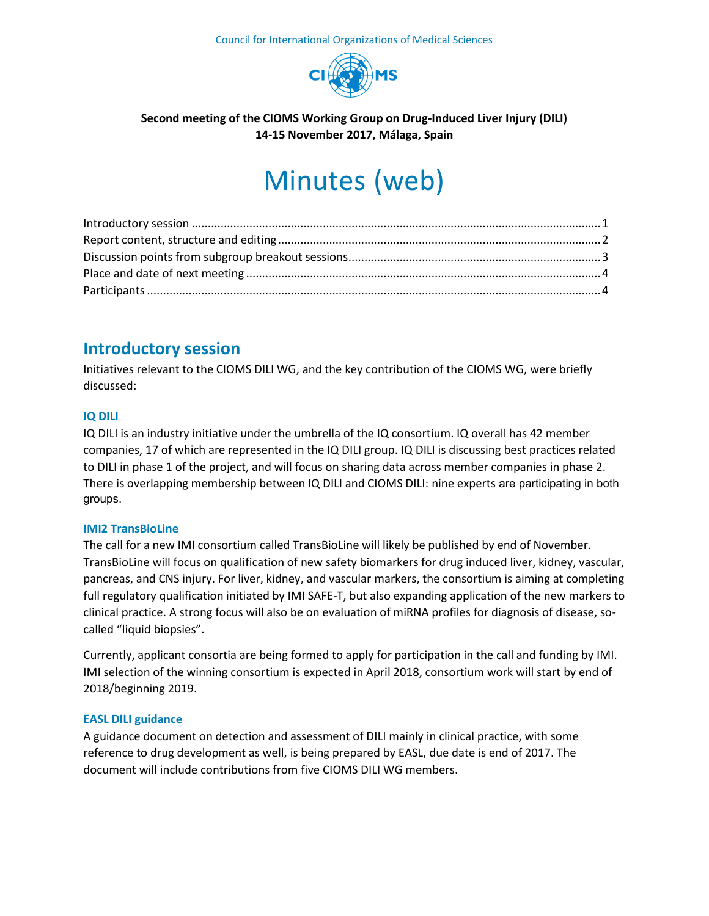Council for International Organizations of Medical Sciences

**Second meeting of the CIOMS Working Group on Drug-Induced Liver Injury (DILI)**
**14-15 November 2017, Málaga, Spain**

# Minutes (web)

- Introductory session ..... 1
- Report content, structure and editing ..... 2
- Discussion points from subgroup breakout sessions ..... 3
- Place and date of next meeting ..... 4
- Participants ..... 4

## Introductory session

Initiatives relevant to the CIOMS DILI WG, and the key contribution of the CIOMS WG, were briefly discussed:

### IQ DILI

IQ DILI is an industry initiative under the umbrella of the IQ consortium. IQ overall has 42 member companies, 17 of which are represented in the IQ DILI group. IQ DILI is discussing best practices related to DILI in phase 1 of the project, and will focus on sharing data across member companies in phase 2. There is overlapping membership between IQ DILI and CIOMS DILI: nine experts are participating in both groups.

### IMI2 TransBioLine

The call for a new IMI consortium called TransBioLine will likely be published by end of November. TransBioLine will focus on qualification of new safety biomarkers for drug induced liver, kidney, vascular, pancreas, and CNS injury. For liver, kidney, and vascular markers, the consortium is aiming at completing full regulatory qualification initiated by IMI SAFE-T, but also expanding application of the new markers to clinical practice. A strong focus will also be on evaluation of miRNA profiles for diagnosis of disease, so-called "liquid biopsies".

Currently, applicant consortia are being formed to apply for participation in the call and funding by IMI. IMI selection of the winning consortium is expected in April 2018, consortium work will start by end of 2018/beginning 2019.

### EASL DILI guidance

A guidance document on detection and assessment of DILI mainly in clinical practice, with some reference to drug development as well, is being prepared by EASL, due date is end of 2017. The document will include contributions from five CIOMS DILI WG members.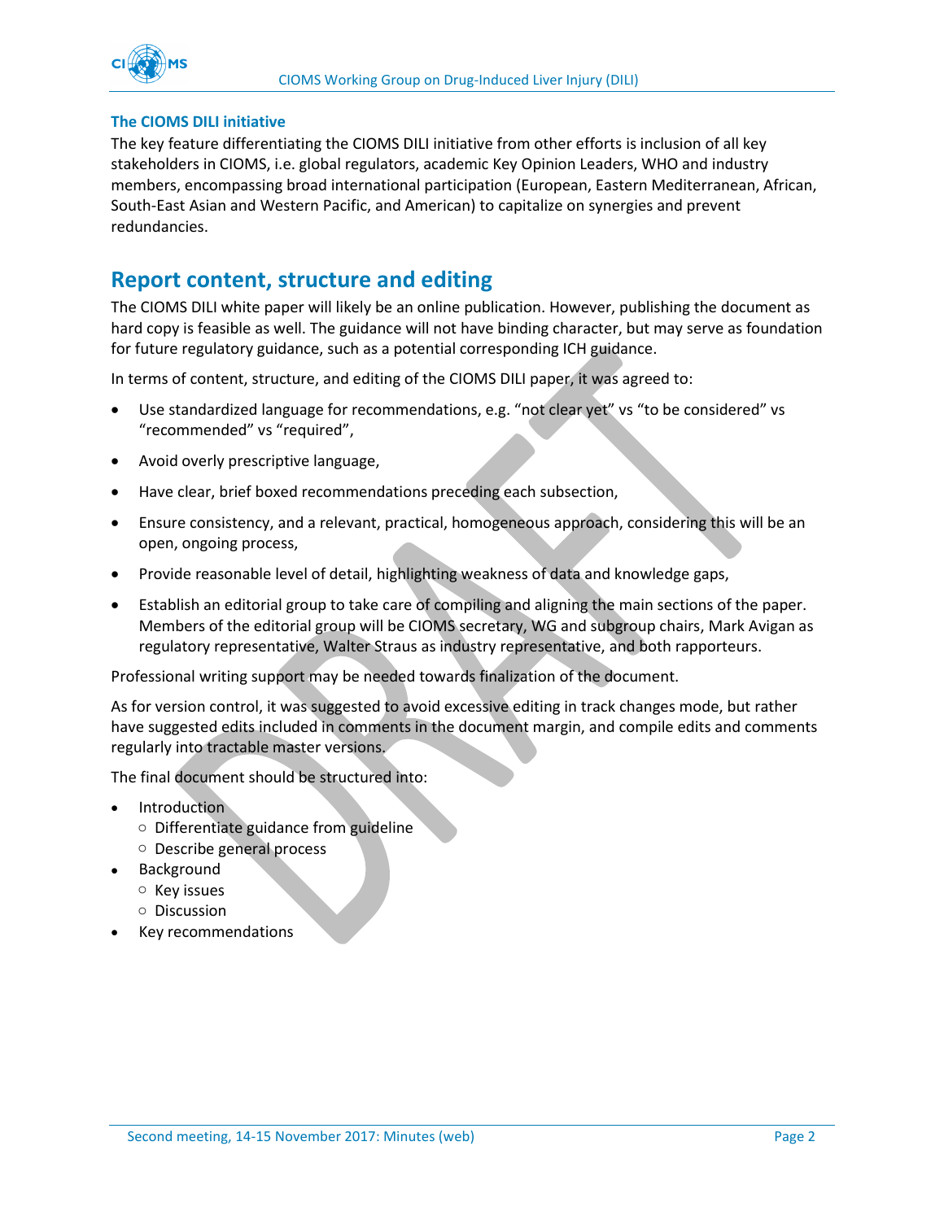### The CIOMS DILI initiative

The key feature differentiating the CIOMS DILI initiative from other efforts is inclusion of all key stakeholders in CIOMS, i.e. global regulators, academic Key Opinion Leaders, WHO and industry members, encompassing broad international participation (European, Eastern Mediterranean, African, South-East Asian and Western Pacific, and American) to capitalize on synergies and prevent redundancies.

## Report content, structure and editing

The CIOMS DILI white paper will likely be an online publication. However, publishing the document as hard copy is feasible as well. The guidance will not have binding character, but may serve as foundation for future regulatory guidance, such as a potential corresponding ICH guidance.

In terms of content, structure, and editing of the CIOMS DILI paper, it was agreed to:

- Use standardized language for recommendations, e.g. "not clear yet" vs "to be considered" vs "recommended" vs "required",
- Avoid overly prescriptive language,
- Have clear, brief boxed recommendations preceding each subsection,
- Ensure consistency, and a relevant, practical, homogeneous approach, considering this will be an open, ongoing process,
- Provide reasonable level of detail, highlighting weakness of data and knowledge gaps,
- Establish an editorial group to take care of compiling and aligning the main sections of the paper. Members of the editorial group will be CIOMS secretary, WG and subgroup chairs, Mark Avigan as regulatory representative, Walter Straus as industry representative, and both rapporteurs.

Professional writing support may be needed towards finalization of the document.

As for version control, it was suggested to avoid excessive editing in track changes mode, but rather have suggested edits included in comments in the document margin, and compile edits and comments regularly into tractable master versions.

The final document should be structured into:

- Introduction
  - Differentiate guidance from guideline
  - Describe general process
- Background
  - Key issues
  - Discussion
- Key recommendations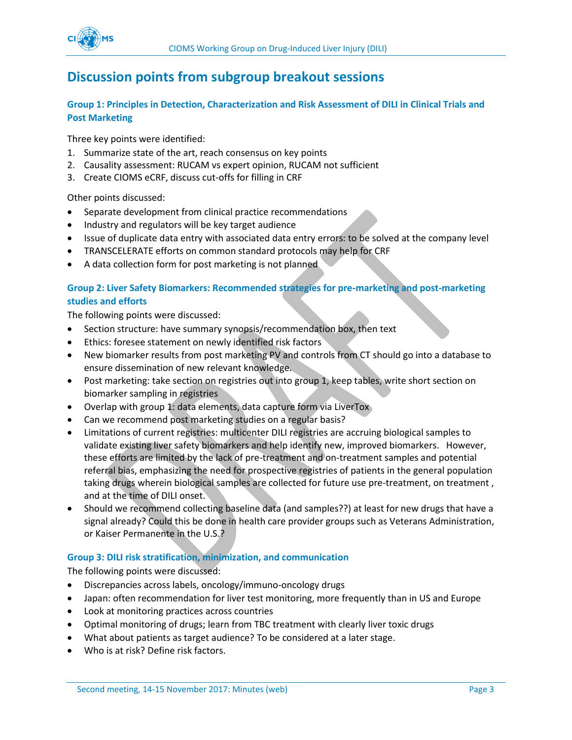## Discussion points from subgroup breakout sessions

### Group 1: Principles in Detection, Characterization and Risk Assessment of DILI in Clinical Trials and Post Marketing

Three key points were identified:

1. Summarize state of the art, reach consensus on key points
2. Causality assessment: RUCAM vs expert opinion, RUCAM not sufficient
3. Create CIOMS eCRF, discuss cut-offs for filling in CRF

Other points discussed:

- Separate development from clinical practice recommendations
- Industry and regulators will be key target audience
- Issue of duplicate data entry with associated data entry errors: to be solved at the company level
- TRANSCELERATE efforts on common standard protocols may help for CRF
- A data collection form for post marketing is not planned

### Group 2: Liver Safety Biomarkers: Recommended strategies for pre-marketing and post-marketing studies and efforts

The following points were discussed:

- Section structure: have summary synopsis/recommendation box, then text
- Ethics: foresee statement on newly identified risk factors
- New biomarker results from post marketing PV and controls from CT should go into a database to ensure dissemination of new relevant knowledge.
- Post marketing: take section on registries out into group 1, keep tables, write short section on biomarker sampling in registries
- Overlap with group 1: data elements, data capture form via LiverTox
- Can we recommend post marketing studies on a regular basis?
- Limitations of current registries: multicenter DILI registries are accruing biological samples to validate existing liver safety biomarkers and help identify new, improved biomarkers. However, these efforts are limited by the lack of pre-treatment and on-treatment samples and potential referral bias, emphasizing the need for prospective registries of patients in the general population taking drugs wherein biological samples are collected for future use pre-treatment, on treatment , and at the time of DILI onset.
- Should we recommend collecting baseline data (and samples??) at least for new drugs that have a signal already? Could this be done in health care provider groups such as Veterans Administration, or Kaiser Permanente in the U.S.?

### Group 3: DILI risk stratification, minimization, and communication

The following points were discussed:

- Discrepancies across labels, oncology/immuno-oncology drugs
- Japan: often recommendation for liver test monitoring, more frequently than in US and Europe
- Look at monitoring practices across countries
- Optimal monitoring of drugs; learn from TBC treatment with clearly liver toxic drugs
- What about patients as target audience? To be considered at a later stage.
- Who is at risk? Define risk factors.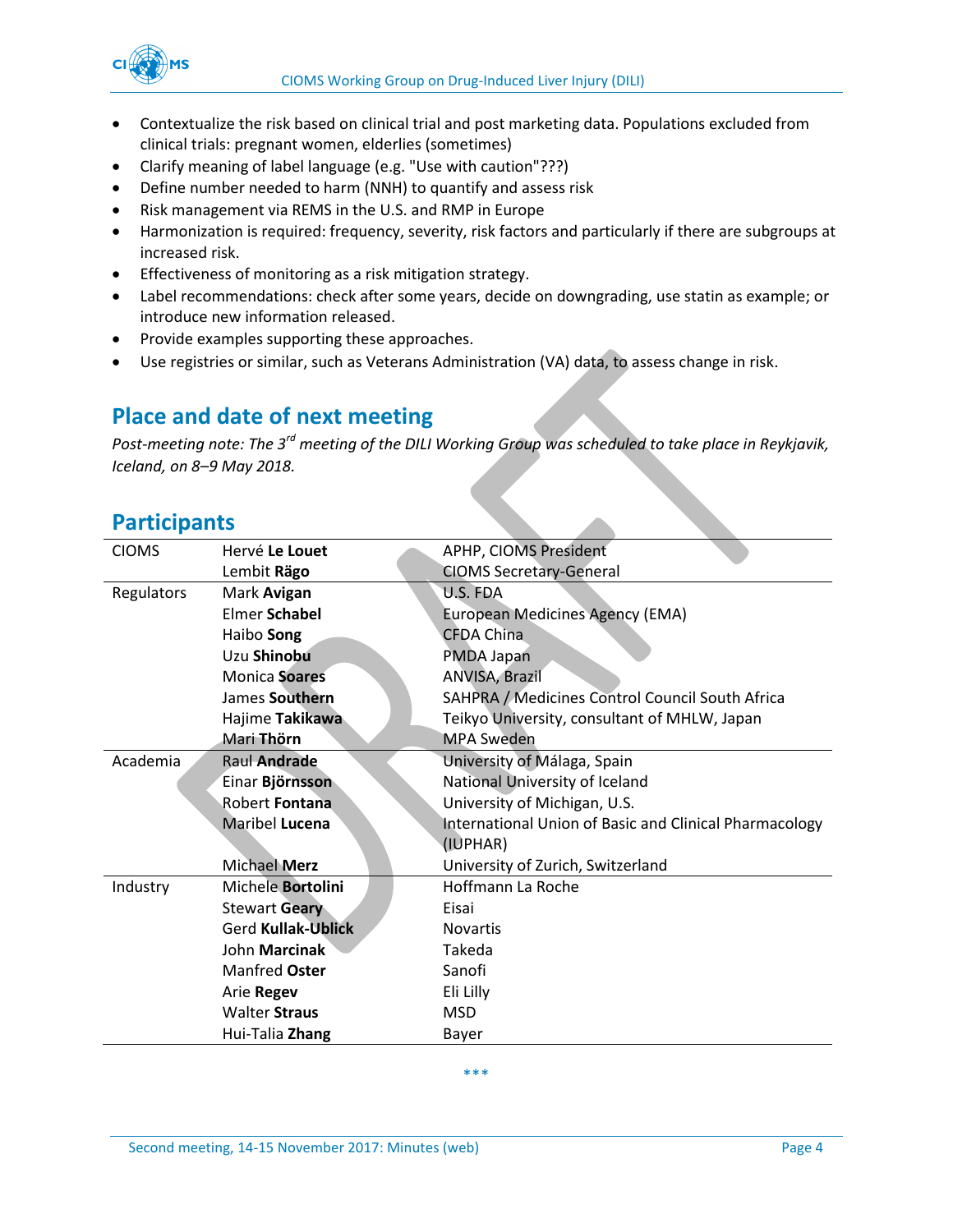- Contextualize the risk based on clinical trial and post marketing data. Populations excluded from clinical trials: pregnant women, elderlies (sometimes)
- Clarify meaning of label language (e.g. "Use with caution"???)
- Define number needed to harm (NNH) to quantify and assess risk
- Risk management via REMS in the U.S. and RMP in Europe
- Harmonization is required: frequency, severity, risk factors and particularly if there are subgroups at increased risk.
- Effectiveness of monitoring as a risk mitigation strategy.
- Label recommendations: check after some years, decide on downgrading, use statin as example; or introduce new information released.
- Provide examples supporting these approaches.
- Use registries or similar, such as Veterans Administration (VA) data, to assess change in risk.

## Place and date of next meeting

*Post-meeting note: The 3rd meeting of the DILI Working Group was scheduled to take place in Reykjavik, Iceland, on 8–9 May 2018.*

## Participants

| | | |
|---|---|---|
| CIOMS | Hervé **Le Louet** | APHP, CIOMS President |
| | Lembit **Rägo** | CIOMS Secretary-General |
| Regulators | Mark **Avigan** | U.S. FDA |
| | Elmer **Schabel** | European Medicines Agency (EMA) |
| | Haibo **Song** | CFDA China |
| | Uzu **Shinobu** | PMDA Japan |
| | Monica **Soares** | ANVISA, Brazil |
| | James **Southern** | SAHPRA / Medicines Control Council South Africa |
| | Hajime **Takikawa** | Teikyo University, consultant of MHLW, Japan |
| | Mari **Thörn** | MPA Sweden |
| Academia | Raul **Andrade** | University of Málaga, Spain |
| | Einar **Björnsson** | National University of Iceland |
| | Robert **Fontana** | University of Michigan, U.S. |
| | Maribel **Lucena** | International Union of Basic and Clinical Pharmacology (IUPHAR) |
| | Michael **Merz** | University of Zurich, Switzerland |
| Industry | Michele **Bortolini** | Hoffmann La Roche |
| | Stewart **Geary** | Eisai |
| | Gerd **Kullak-Ublick** | Novartis |
| | John **Marcinak** | Takeda |
| | Manfred **Oster** | Sanofi |
| | Arie **Regev** | Eli Lilly |
| | Walter **Straus** | MSD |
| | Hui-Talia **Zhang** | Bayer |

***